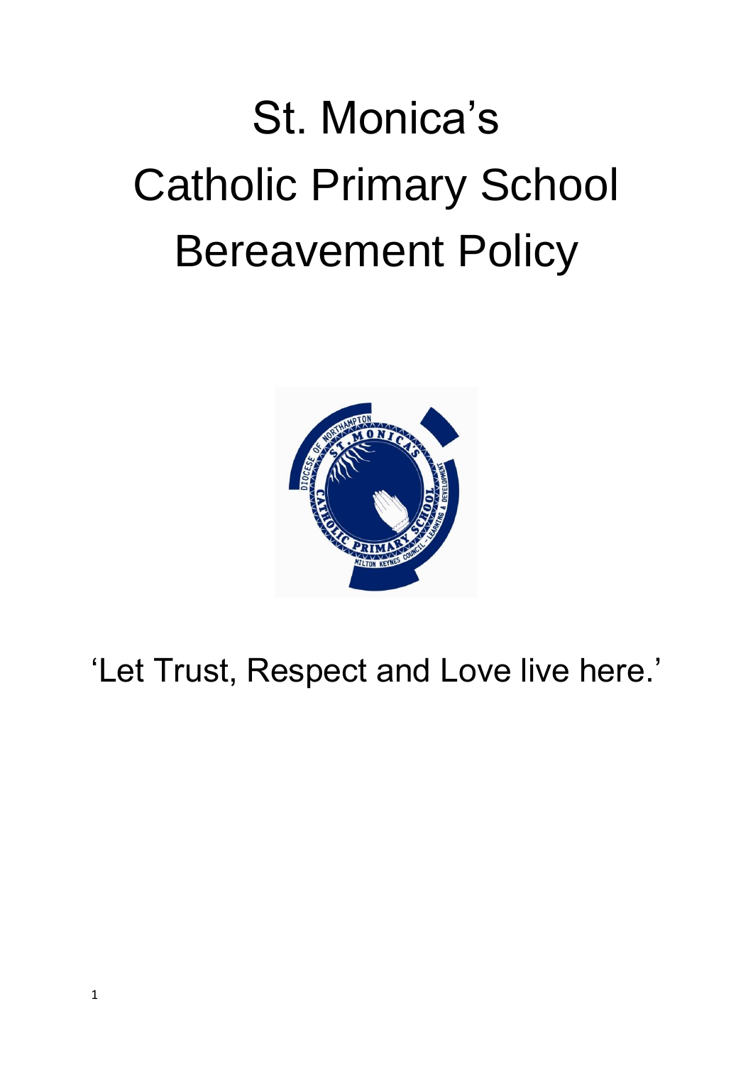# St. Monica's Catholic Primary School Bereavement Policy

'Let Trust, Respect and Love live here.'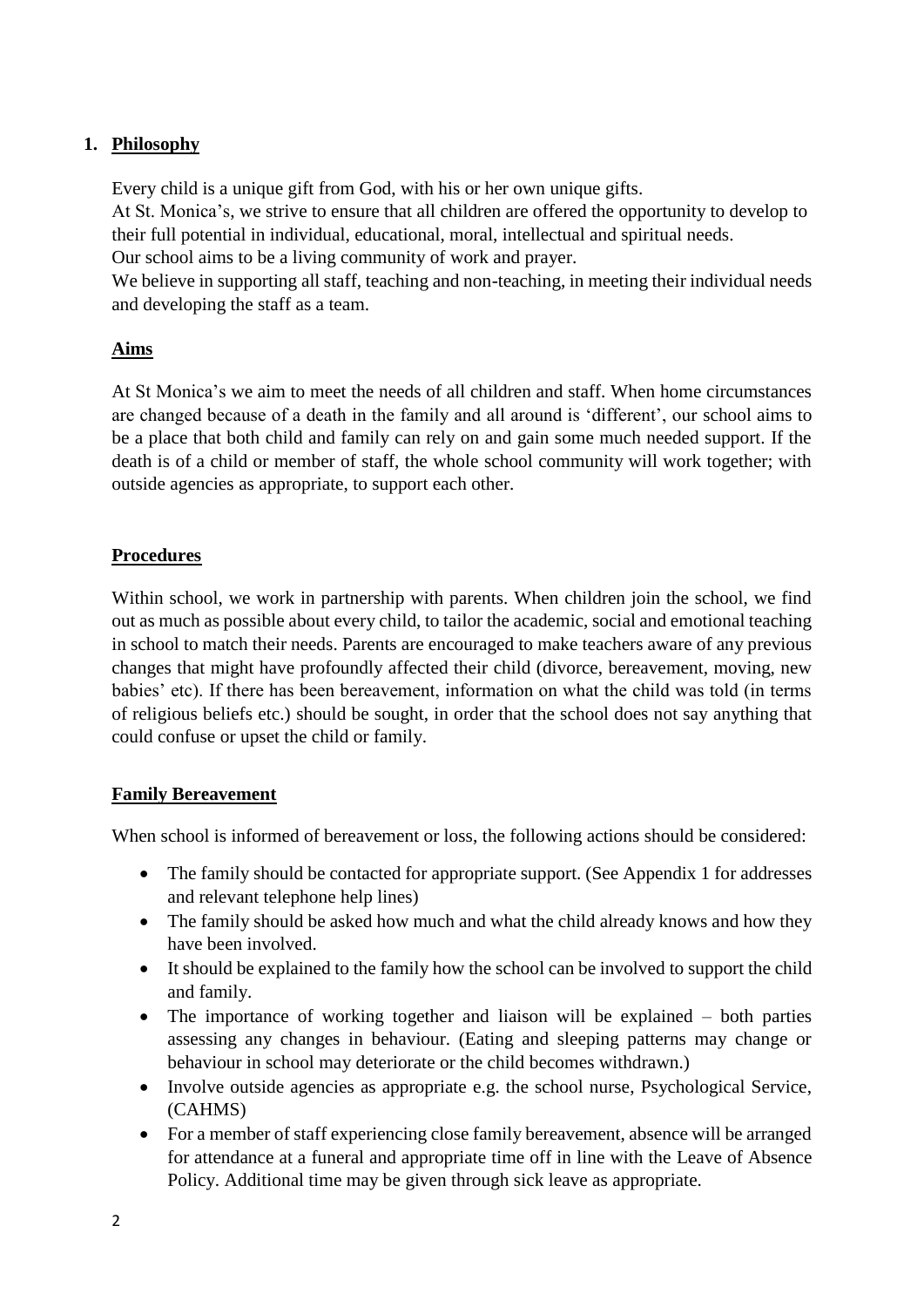## 1. Philosophy

Every child is a unique gift from God, with his or her own unique gifts.
At St. Monica's, we strive to ensure that all children are offered the opportunity to develop to their full potential in individual, educational, moral, intellectual and spiritual needs.
Our school aims to be a living community of work and prayer.
We believe in supporting all staff, teaching and non-teaching, in meeting their individual needs and developing the staff as a team.

## Aims

At St Monica's we aim to meet the needs of all children and staff. When home circumstances are changed because of a death in the family and all around is 'different', our school aims to be a place that both child and family can rely on and gain some much needed support. If the death is of a child or member of staff, the whole school community will work together; with outside agencies as appropriate, to support each other.

## Procedures

Within school, we work in partnership with parents. When children join the school, we find out as much as possible about every child, to tailor the academic, social and emotional teaching in school to match their needs. Parents are encouraged to make teachers aware of any previous changes that might have profoundly affected their child (divorce, bereavement, moving, new babies' etc). If there has been bereavement, information on what the child was told (in terms of religious beliefs etc.) should be sought, in order that the school does not say anything that could confuse or upset the child or family.

## Family Bereavement

When school is informed of bereavement or loss, the following actions should be considered:

- The family should be contacted for appropriate support. (See Appendix 1 for addresses and relevant telephone help lines)
- The family should be asked how much and what the child already knows and how they have been involved.
- It should be explained to the family how the school can be involved to support the child and family.
- The importance of working together and liaison will be explained – both parties assessing any changes in behaviour. (Eating and sleeping patterns may change or behaviour in school may deteriorate or the child becomes withdrawn.)
- Involve outside agencies as appropriate e.g. the school nurse, Psychological Service, (CAHMS)
- For a member of staff experiencing close family bereavement, absence will be arranged for attendance at a funeral and appropriate time off in line with the Leave of Absence Policy. Additional time may be given through sick leave as appropriate.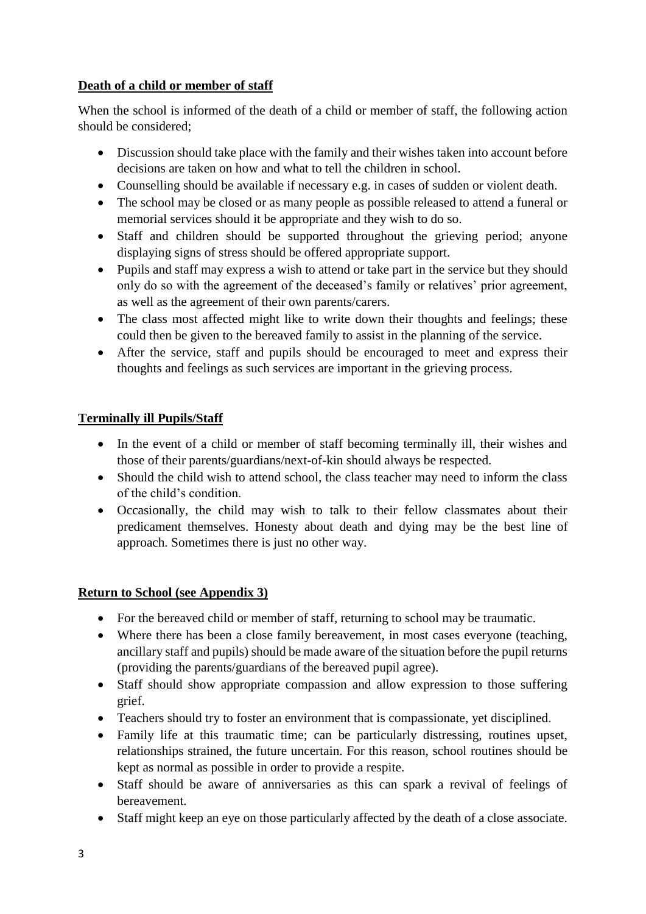## Death of a child or member of staff

When the school is informed of the death of a child or member of staff, the following action should be considered;

- Discussion should take place with the family and their wishes taken into account before decisions are taken on how and what to tell the children in school.
- Counselling should be available if necessary e.g. in cases of sudden or violent death.
- The school may be closed or as many people as possible released to attend a funeral or memorial services should it be appropriate and they wish to do so.
- Staff and children should be supported throughout the grieving period; anyone displaying signs of stress should be offered appropriate support.
- Pupils and staff may express a wish to attend or take part in the service but they should only do so with the agreement of the deceased's family or relatives' prior agreement, as well as the agreement of their own parents/carers.
- The class most affected might like to write down their thoughts and feelings; these could then be given to the bereaved family to assist in the planning of the service.
- After the service, staff and pupils should be encouraged to meet and express their thoughts and feelings as such services are important in the grieving process.

## Terminally ill Pupils/Staff

- In the event of a child or member of staff becoming terminally ill, their wishes and those of their parents/guardians/next-of-kin should always be respected.
- Should the child wish to attend school, the class teacher may need to inform the class of the child's condition.
- Occasionally, the child may wish to talk to their fellow classmates about their predicament themselves. Honesty about death and dying may be the best line of approach. Sometimes there is just no other way.

## Return to School (see Appendix 3)

- For the bereaved child or member of staff, returning to school may be traumatic.
- Where there has been a close family bereavement, in most cases everyone (teaching, ancillary staff and pupils) should be made aware of the situation before the pupil returns (providing the parents/guardians of the bereaved pupil agree).
- Staff should show appropriate compassion and allow expression to those suffering grief.
- Teachers should try to foster an environment that is compassionate, yet disciplined.
- Family life at this traumatic time; can be particularly distressing, routines upset, relationships strained, the future uncertain. For this reason, school routines should be kept as normal as possible in order to provide a respite.
- Staff should be aware of anniversaries as this can spark a revival of feelings of bereavement.
- Staff might keep an eye on those particularly affected by the death of a close associate.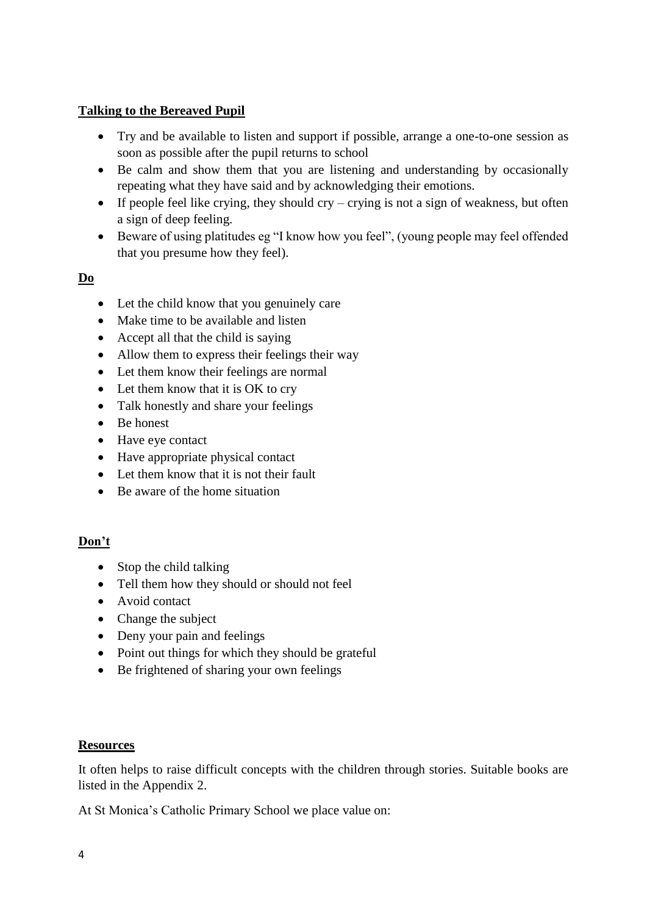## Talking to the Bereaved Pupil

- Try and be available to listen and support if possible, arrange a one-to-one session as soon as possible after the pupil returns to school
- Be calm and show them that you are listening and understanding by occasionally repeating what they have said and by acknowledging their emotions.
- If people feel like crying, they should cry – crying is not a sign of weakness, but often a sign of deep feeling.
- Beware of using platitudes eg "I know how you feel", (young people may feel offended that you presume how they feel).

## Do

- Let the child know that you genuinely care
- Make time to be available and listen
- Accept all that the child is saying
- Allow them to express their feelings their way
- Let them know their feelings are normal
- Let them know that it is OK to cry
- Talk honestly and share your feelings
- Be honest
- Have eye contact
- Have appropriate physical contact
- Let them know that it is not their fault
- Be aware of the home situation

## Don't

- Stop the child talking
- Tell them how they should or should not feel
- Avoid contact
- Change the subject
- Deny your pain and feelings
- Point out things for which they should be grateful
- Be frightened of sharing your own feelings

## Resources

It often helps to raise difficult concepts with the children through stories. Suitable books are listed in the Appendix 2.

At St Monica's Catholic Primary School we place value on: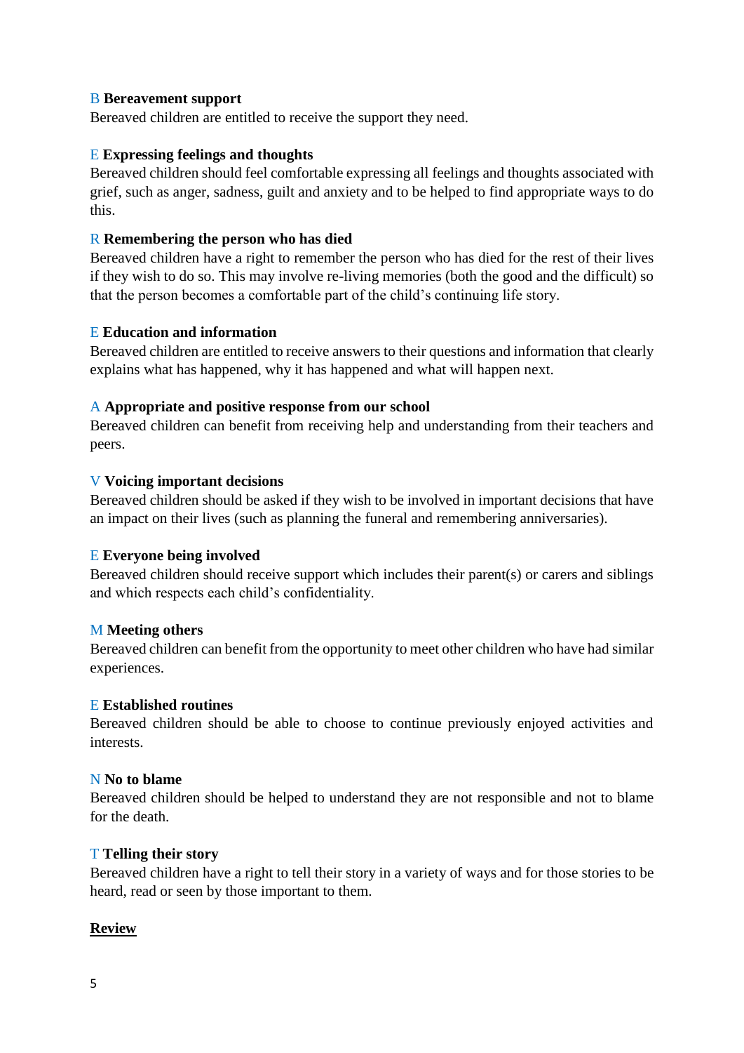B **Bereavement support**
Bereaved children are entitled to receive the support they need.

E **Expressing feelings and thoughts**
Bereaved children should feel comfortable expressing all feelings and thoughts associated with grief, such as anger, sadness, guilt and anxiety and to be helped to find appropriate ways to do this.

R **Remembering the person who has died**
Bereaved children have a right to remember the person who has died for the rest of their lives if they wish to do so. This may involve re-living memories (both the good and the difficult) so that the person becomes a comfortable part of the child's continuing life story.

E **Education and information**
Bereaved children are entitled to receive answers to their questions and information that clearly explains what has happened, why it has happened and what will happen next.

A **Appropriate and positive response from our school**
Bereaved children can benefit from receiving help and understanding from their teachers and peers.

V **Voicing important decisions**
Bereaved children should be asked if they wish to be involved in important decisions that have an impact on their lives (such as planning the funeral and remembering anniversaries).

E **Everyone being involved**
Bereaved children should receive support which includes their parent(s) or carers and siblings and which respects each child's confidentiality.

M **Meeting others**
Bereaved children can benefit from the opportunity to meet other children who have had similar experiences.

E **Established routines**
Bereaved children should be able to choose to continue previously enjoyed activities and interests.

N **No to blame**
Bereaved children should be helped to understand they are not responsible and not to blame for the death.

T **Telling their story**
Bereaved children have a right to tell their story in a variety of ways and for those stories to be heard, read or seen by those important to them.

**Review**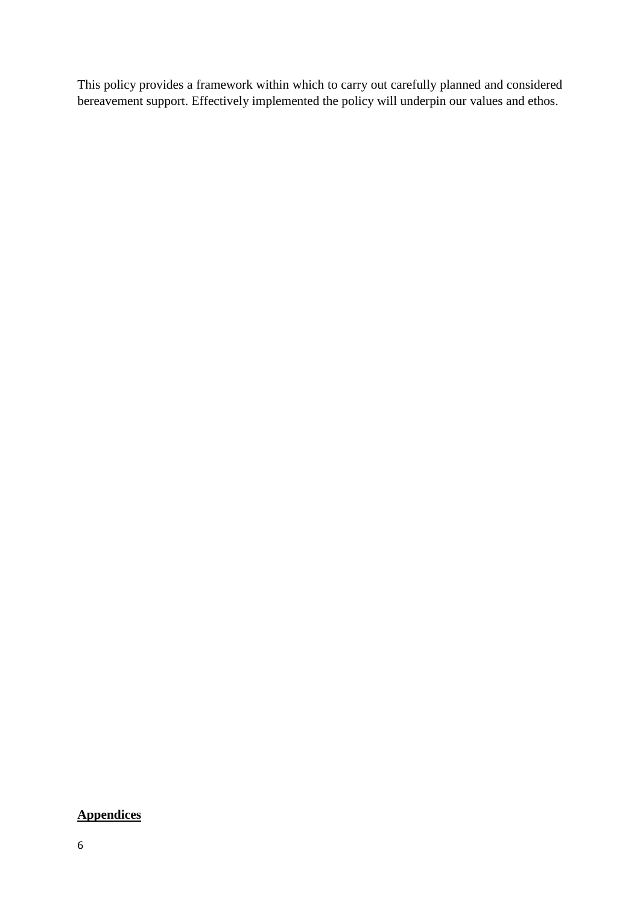This policy provides a framework within which to carry out carefully planned and considered bereavement support. Effectively implemented the policy will underpin our values and ethos.

**Appendices**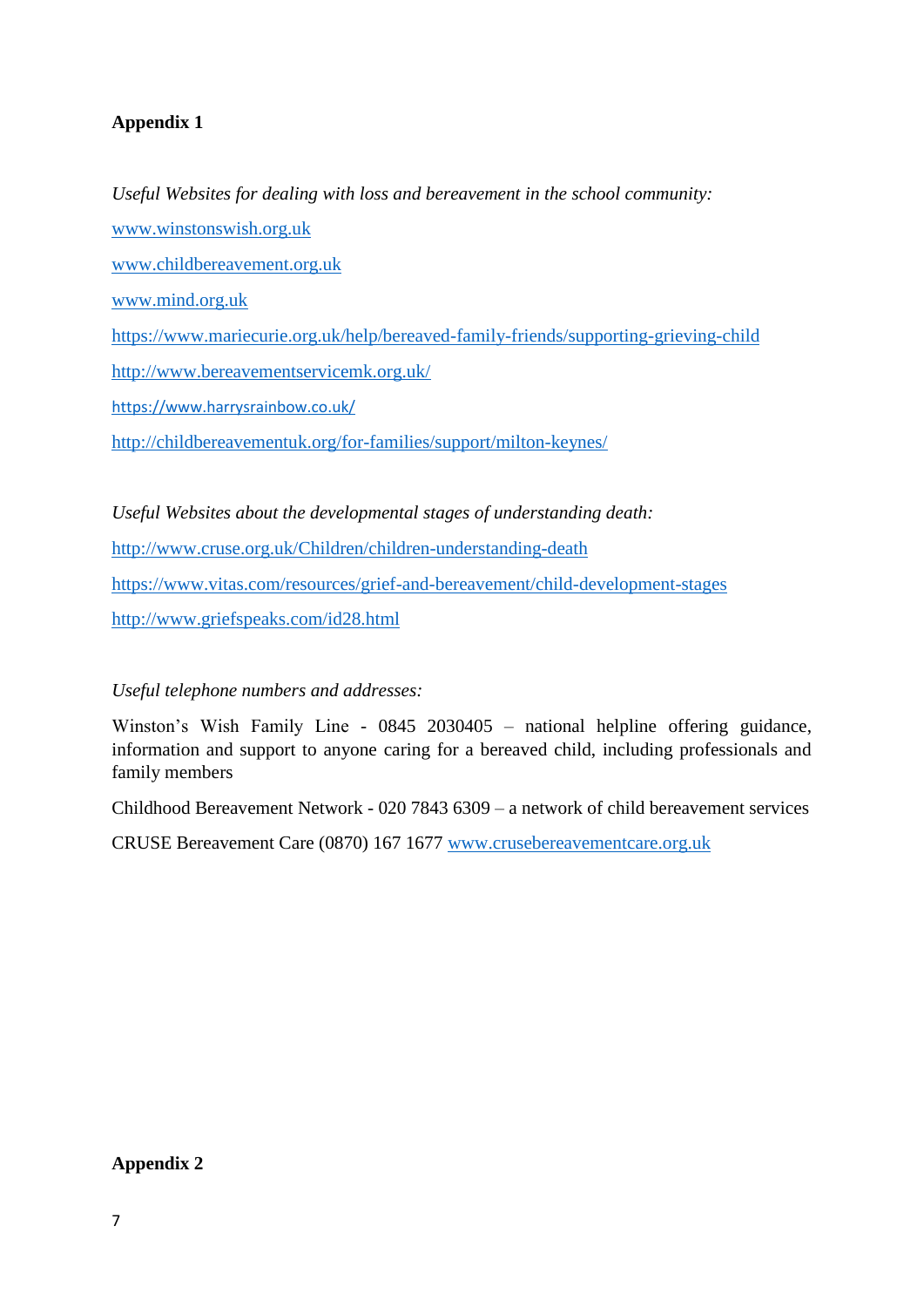**Appendix 1**

*Useful Websites for dealing with loss and bereavement in the school community:*

www.winstonswish.org.uk

www.childbereavement.org.uk

www.mind.org.uk

https://www.mariecurie.org.uk/help/bereaved-family-friends/supporting-grieving-child

http://www.bereavementservicemk.org.uk/

https://www.harrysrainbow.co.uk/

http://childbereavementuk.org/for-families/support/milton-keynes/

*Useful Websites about the developmental stages of understanding death:*

http://www.cruse.org.uk/Children/children-understanding-death

https://www.vitas.com/resources/grief-and-bereavement/child-development-stages

http://www.griefspeaks.com/id28.html

*Useful telephone numbers and addresses:*

Winston's Wish Family Line - 0845 2030405 – national helpline offering guidance, information and support to anyone caring for a bereaved child, including professionals and family members

Childhood Bereavement Network - 020 7843 6309 – a network of child bereavement services

CRUSE Bereavement Care (0870) 167 1677 www.crusebereavementcare.org.uk

**Appendix 2**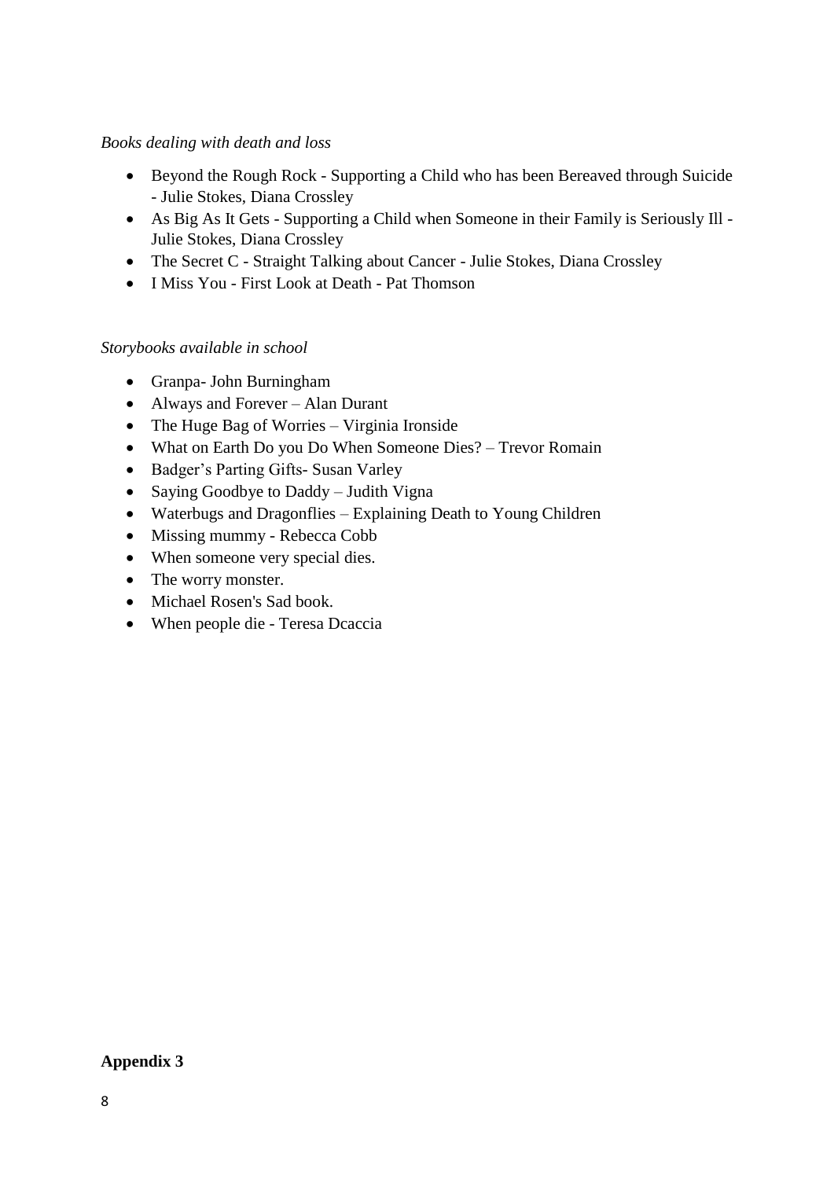*Books dealing with death and loss*

- Beyond the Rough Rock - Supporting a Child who has been Bereaved through Suicide - Julie Stokes, Diana Crossley
- As Big As It Gets - Supporting a Child when Someone in their Family is Seriously Ill - Julie Stokes, Diana Crossley
- The Secret C - Straight Talking about Cancer - Julie Stokes, Diana Crossley
- I Miss You - First Look at Death - Pat Thomson

*Storybooks available in school*

- Granpa- John Burningham
- Always and Forever – Alan Durant
- The Huge Bag of Worries – Virginia Ironside
- What on Earth Do you Do When Someone Dies? – Trevor Romain
- Badger's Parting Gifts- Susan Varley
- Saying Goodbye to Daddy – Judith Vigna
- Waterbugs and Dragonflies – Explaining Death to Young Children
- Missing mummy - Rebecca Cobb
- When someone very special dies.
- The worry monster.
- Michael Rosen's Sad book.
- When people die - Teresa Dcaccia

**Appendix 3**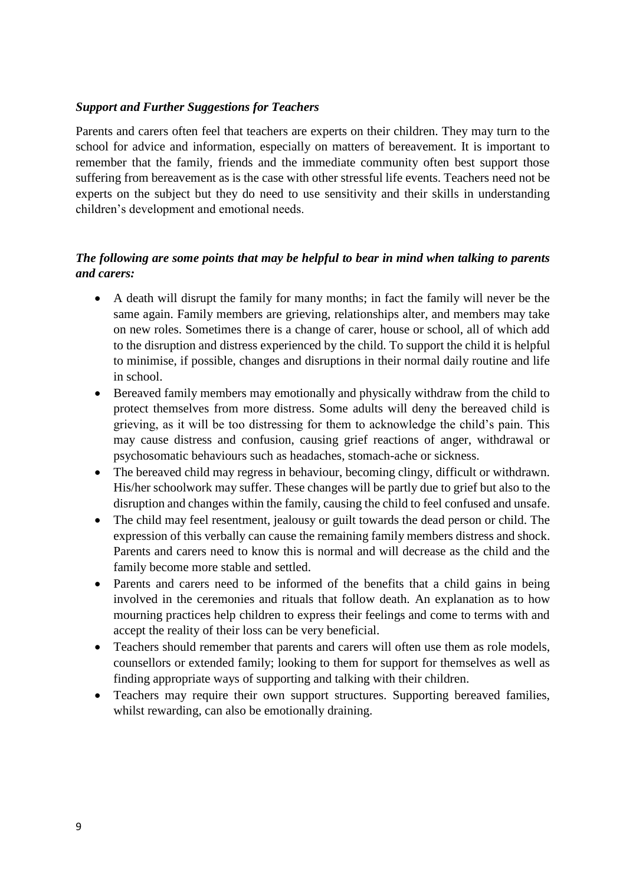*Support and Further Suggestions for Teachers*

Parents and carers often feel that teachers are experts on their children. They may turn to the school for advice and information, especially on matters of bereavement. It is important to remember that the family, friends and the immediate community often best support those suffering from bereavement as is the case with other stressful life events. Teachers need not be experts on the subject but they do need to use sensitivity and their skills in understanding children's development and emotional needs.

***The following are some points that may be helpful to bear in mind when talking to parents and carers:***

- A death will disrupt the family for many months; in fact the family will never be the same again. Family members are grieving, relationships alter, and members may take on new roles. Sometimes there is a change of carer, house or school, all of which add to the disruption and distress experienced by the child. To support the child it is helpful to minimise, if possible, changes and disruptions in their normal daily routine and life in school.
- Bereaved family members may emotionally and physically withdraw from the child to protect themselves from more distress. Some adults will deny the bereaved child is grieving, as it will be too distressing for them to acknowledge the child's pain. This may cause distress and confusion, causing grief reactions of anger, withdrawal or psychosomatic behaviours such as headaches, stomach-ache or sickness.
- The bereaved child may regress in behaviour, becoming clingy, difficult or withdrawn. His/her schoolwork may suffer. These changes will be partly due to grief but also to the disruption and changes within the family, causing the child to feel confused and unsafe.
- The child may feel resentment, jealousy or guilt towards the dead person or child. The expression of this verbally can cause the remaining family members distress and shock. Parents and carers need to know this is normal and will decrease as the child and the family become more stable and settled.
- Parents and carers need to be informed of the benefits that a child gains in being involved in the ceremonies and rituals that follow death. An explanation as to how mourning practices help children to express their feelings and come to terms with and accept the reality of their loss can be very beneficial.
- Teachers should remember that parents and carers will often use them as role models, counsellors or extended family; looking to them for support for themselves as well as finding appropriate ways of supporting and talking with their children.
- Teachers may require their own support structures. Supporting bereaved families, whilst rewarding, can also be emotionally draining.